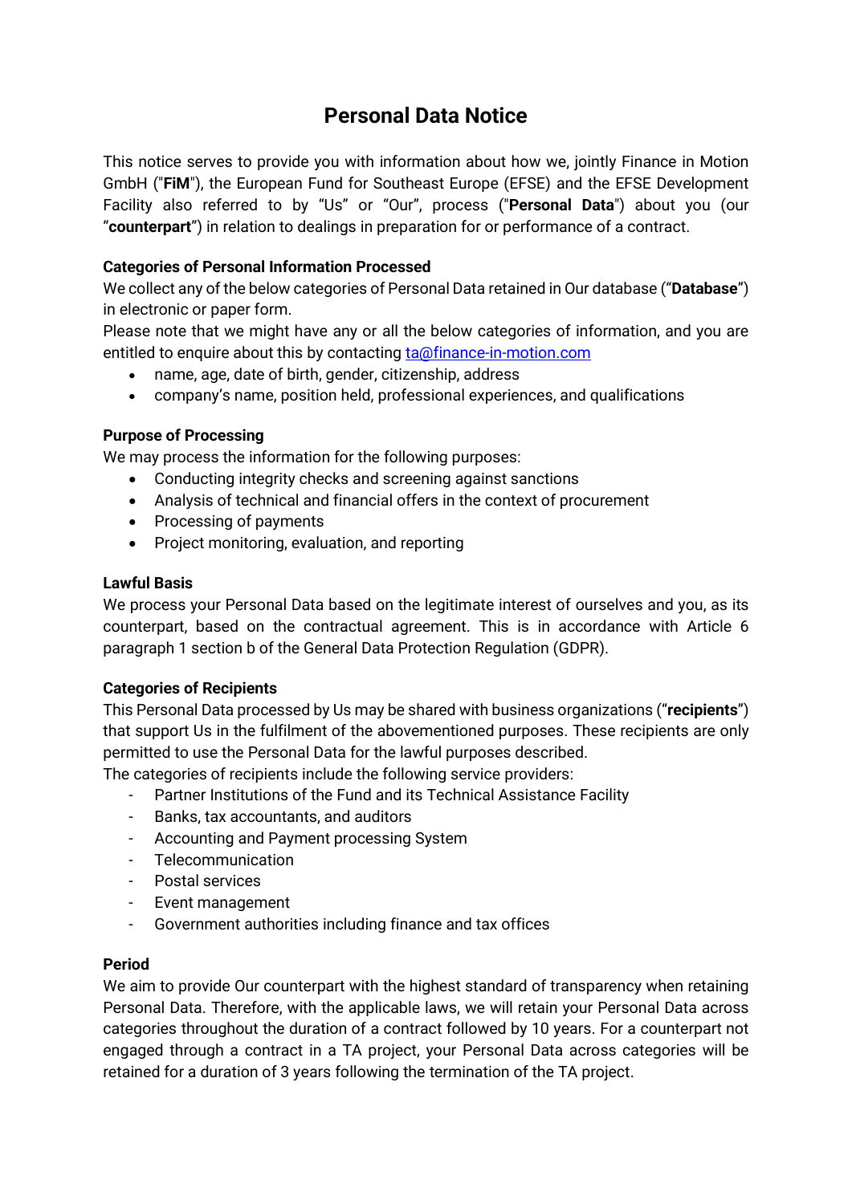# Personal Data Notice

This notice serves to provide you with information about how we, jointly Finance in Motion GmbH ("**FiM**"), the European Fund for Southeast Europe (EFSE) and the EFSE Development Facility also referred to by "Us" or "Our", process ("**Personal Data**") about you (our "**counterpart**") in relation to dealings in preparation for or performance of a contract.

**Categories of Personal Information Processed**

We collect any of the below categories of Personal Data retained in Our database ("**Database**") in electronic or paper form.

Please note that we might have any or all the below categories of information, and you are entitled to enquire about this by contacting ta@finance-in-motion.com

- name, age, date of birth, gender, citizenship, address
- company's name, position held, professional experiences, and qualifications

**Purpose of Processing**

We may process the information for the following purposes:

- Conducting integrity checks and screening against sanctions
- Analysis of technical and financial offers in the context of procurement
- Processing of payments
- Project monitoring, evaluation, and reporting

**Lawful Basis**

We process your Personal Data based on the legitimate interest of ourselves and you, as its counterpart, based on the contractual agreement. This is in accordance with Article 6 paragraph 1 section b of the General Data Protection Regulation (GDPR).

**Categories of Recipients**

This Personal Data processed by Us may be shared with business organizations ("**recipients**") that support Us in the fulfilment of the abovementioned purposes. These recipients are only permitted to use the Personal Data for the lawful purposes described.

The categories of recipients include the following service providers:

- Partner Institutions of the Fund and its Technical Assistance Facility
- Banks, tax accountants, and auditors
- Accounting and Payment processing System
- Telecommunication
- Postal services
- Event management
- Government authorities including finance and tax offices

**Period**

We aim to provide Our counterpart with the highest standard of transparency when retaining Personal Data. Therefore, with the applicable laws, we will retain your Personal Data across categories throughout the duration of a contract followed by 10 years. For a counterpart not engaged through a contract in a TA project, your Personal Data across categories will be retained for a duration of 3 years following the termination of the TA project.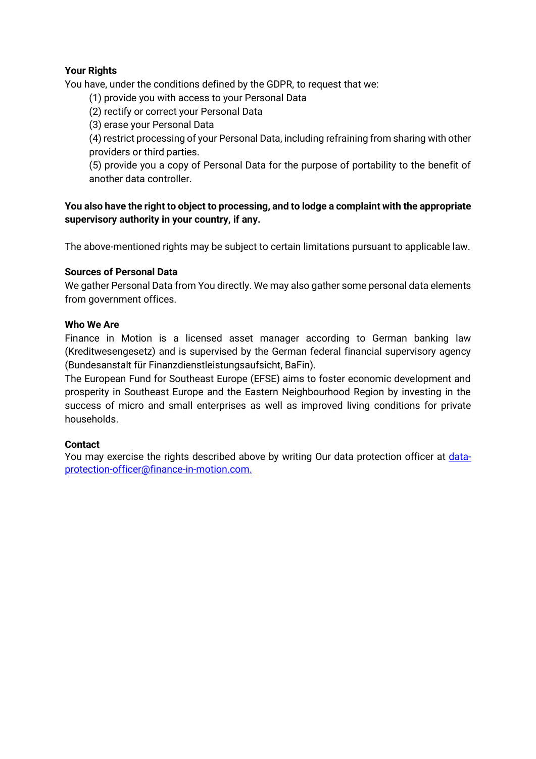**Your Rights**

You have, under the conditions defined by the GDPR, to request that we:

(1) provide you with access to your Personal Data
(2) rectify or correct your Personal Data
(3) erase your Personal Data
(4) restrict processing of your Personal Data, including refraining from sharing with other providers or third parties.
(5) provide you a copy of Personal Data for the purpose of portability to the benefit of another data controller.

**You also have the right to object to processing, and to lodge a complaint with the appropriate supervisory authority in your country, if any.**

The above-mentioned rights may be subject to certain limitations pursuant to applicable law.

**Sources of Personal Data**

We gather Personal Data from You directly. We may also gather some personal data elements from government offices.

**Who We Are**

Finance in Motion is a licensed asset manager according to German banking law (Kreditwesengesetz) and is supervised by the German federal financial supervisory agency (Bundesanstalt für Finanzdienstleistungsaufsicht, BaFin).

The European Fund for Southeast Europe (EFSE) aims to foster economic development and prosperity in Southeast Europe and the Eastern Neighbourhood Region by investing in the success of micro and small enterprises as well as improved living conditions for private households.

**Contact**

You may exercise the rights described above by writing Our data protection officer at [data-protection-officer@finance-in-motion.com.](mailto:data-protection-officer@finance-in-motion.com)